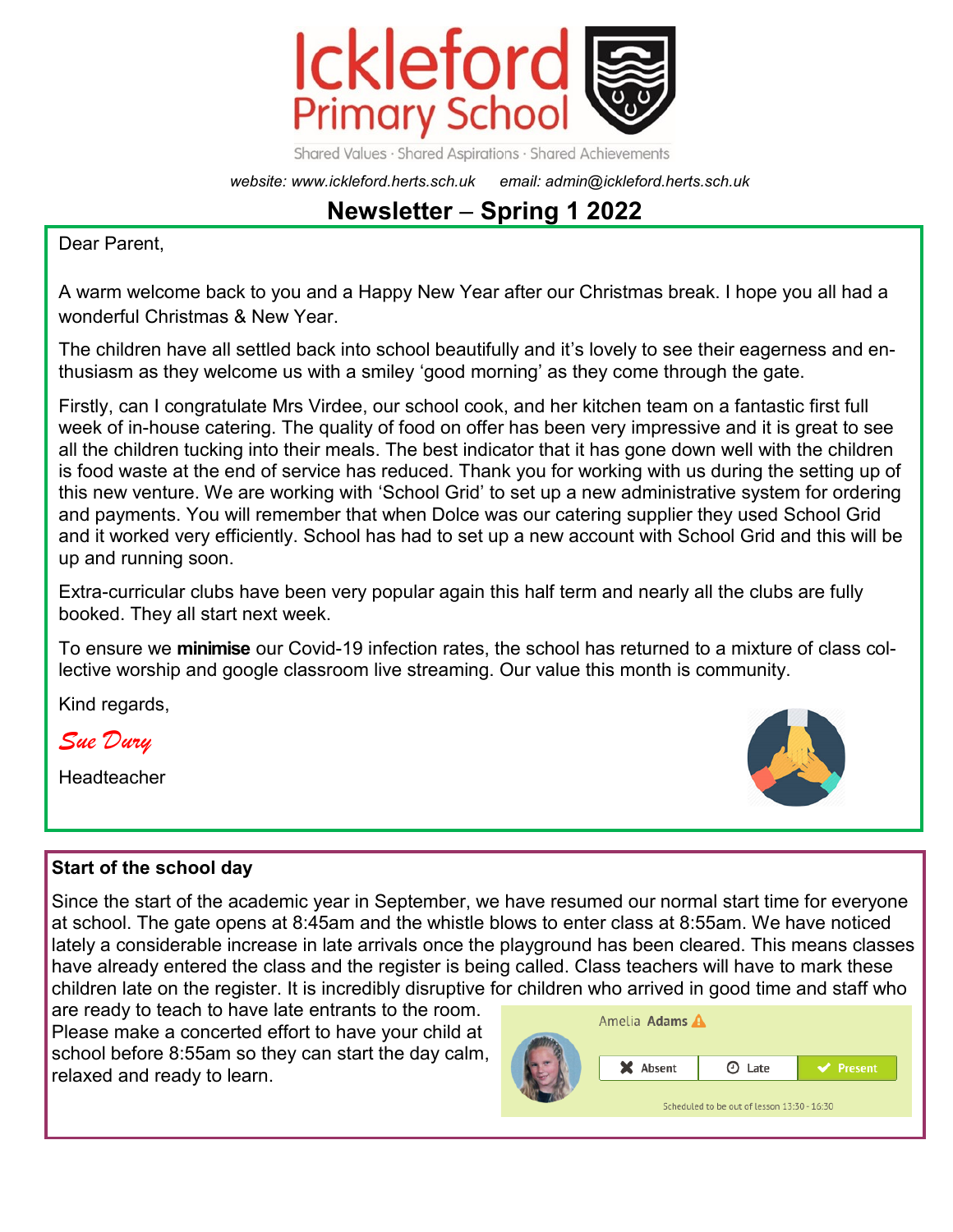# Ickleford Primary School

Shared Values · Shared Aspirations · Shared Achievements

*website: www.ickleford.herts.sch.uk* *email: admin@ickleford.herts.sch.uk*

## Newsletter – Spring 1 2022

Dear Parent,

A warm welcome back to you and a Happy New Year after our Christmas break. I hope you all had a wonderful Christmas & New Year.

The children have all settled back into school beautifully and it's lovely to see their eagerness and enthusiasm as they welcome us with a smiley 'good morning' as they come through the gate.

Firstly, can I congratulate Mrs Virdee, our school cook, and her kitchen team on a fantastic first full week of in-house catering. The quality of food on offer has been very impressive and it is great to see all the children tucking into their meals. The best indicator that it has gone down well with the children is food waste at the end of service has reduced. Thank you for working with us during the setting up of this new venture. We are working with 'School Grid' to set up a new administrative system for ordering and payments. You will remember that when Dolce was our catering supplier they used School Grid and it worked very efficiently. School has had to set up a new account with School Grid and this will be up and running soon.

Extra-curricular clubs have been very popular again this half term and nearly all the clubs are fully booked. They all start next week.

To ensure we **minimise** our Covid-19 infection rates, the school has returned to a mixture of class collective worship and google classroom live streaming. Our value this month is community.

Kind regards,

*Sue Dury*

Headteacher

### Start of the school day

Since the start of the academic year in September, we have resumed our normal start time for everyone at school. The gate opens at 8:45am and the whistle blows to enter class at 8:55am. We have noticed lately a considerable increase in late arrivals once the playground has been cleared. This means classes have already entered the class and the register is being called. Class teachers will have to mark these children late on the register. It is incredibly disruptive for children who arrived in good time and staff who are ready to teach to have late entrants to the room. Please make a concerted effort to have your child at school before 8:55am so they can start the day calm, relaxed and ready to learn.

Amelia Adams

Absent | Late | Present

Scheduled to be out of lesson 13:30 - 16:30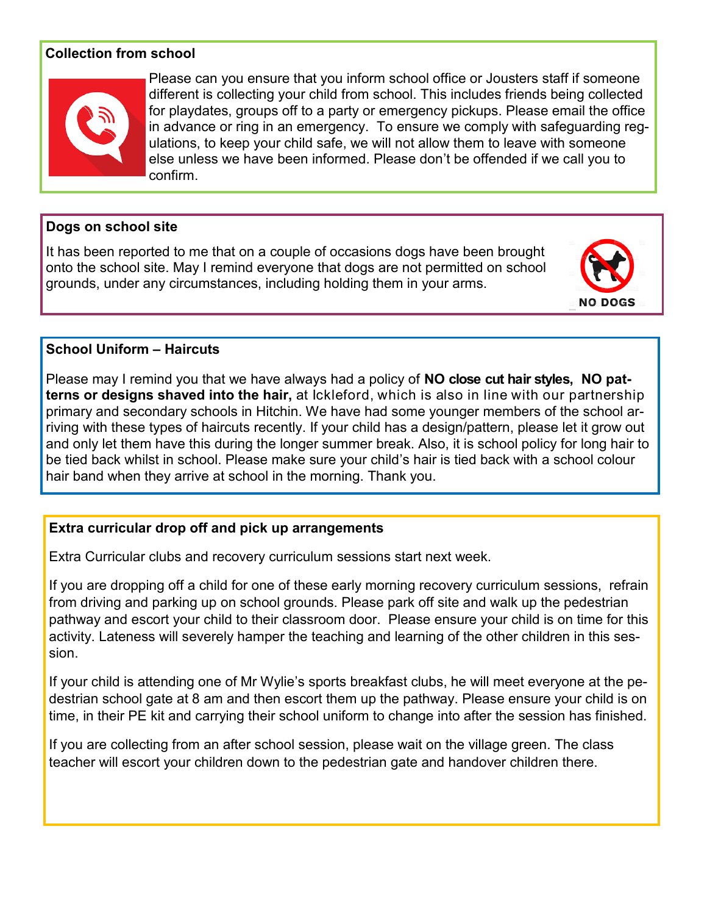## Collection from school

Please can you ensure that you inform school office or Jousters staff if someone different is collecting your child from school. This includes friends being collected for playdates, groups off to a party or emergency pickups. Please email the office in advance or ring in an emergency. To ensure we comply with safeguarding regulations, to keep your child safe, we will not allow them to leave with someone else unless we have been informed. Please don't be offended if we call you to confirm.

## Dogs on school site

It has been reported to me that on a couple of occasions dogs have been brought onto the school site. May I remind everyone that dogs are not permitted on school grounds, under any circumstances, including holding them in your arms.

NO DOGS

## School Uniform – Haircuts

Please may I remind you that we have always had a policy of **NO close cut hair styles, NO patterns or designs shaved into the hair,** at Ickleford, which is also in line with our partnership primary and secondary schools in Hitchin. We have had some younger members of the school arriving with these types of haircuts recently. If your child has a design/pattern, please let it grow out and only let them have this during the longer summer break. Also, it is school policy for long hair to be tied back whilst in school. Please make sure your child's hair is tied back with a school colour hair band when they arrive at school in the morning. Thank you.

## Extra curricular drop off and pick up arrangements

Extra Curricular clubs and recovery curriculum sessions start next week.

If you are dropping off a child for one of these early morning recovery curriculum sessions, refrain from driving and parking up on school grounds. Please park off site and walk up the pedestrian pathway and escort your child to their classroom door. Please ensure your child is on time for this activity. Lateness will severely hamper the teaching and learning of the other children in this session.

If your child is attending one of Mr Wylie's sports breakfast clubs, he will meet everyone at the pedestrian school gate at 8 am and then escort them up the pathway. Please ensure your child is on time, in their PE kit and carrying their school uniform to change into after the session has finished.

If you are collecting from an after school session, please wait on the village green. The class teacher will escort your children down to the pedestrian gate and handover children there.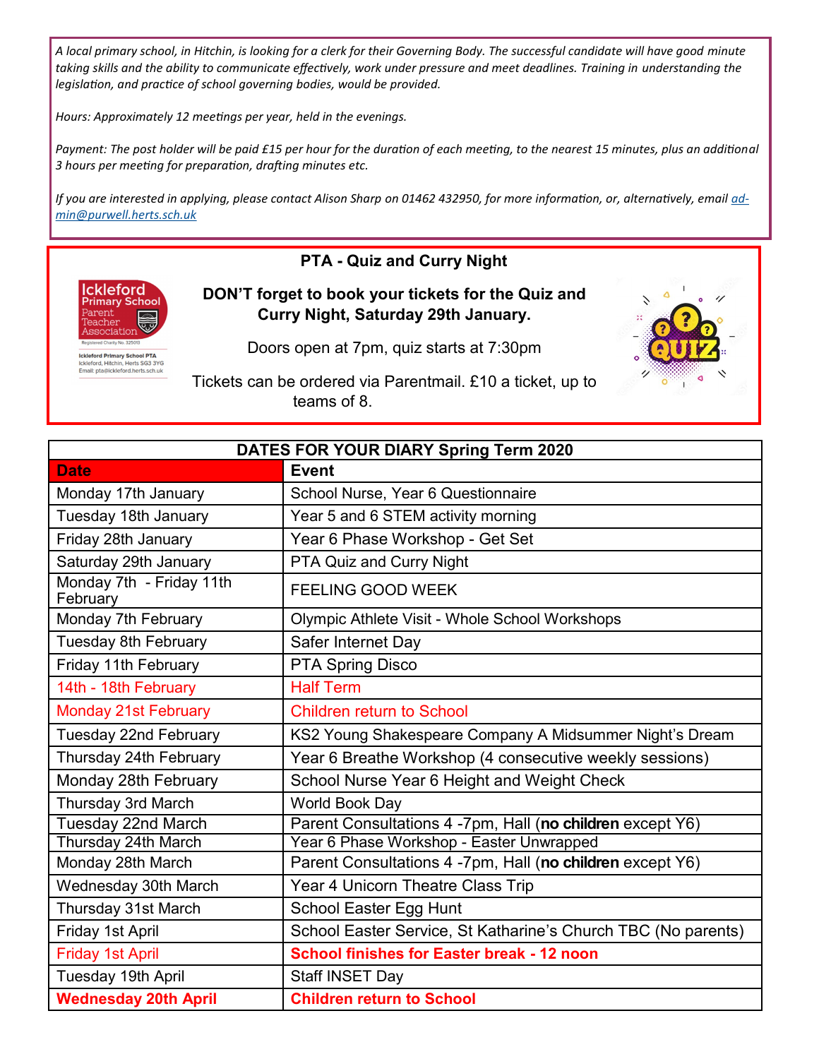*A local primary school, in Hitchin, is looking for a clerk for their Governing Body. The successful candidate will have good minute taking skills and the ability to communicate effectively, work under pressure and meet deadlines. Training in understanding the legislation, and practice of school governing bodies, would be provided.*

*Hours: Approximately 12 meetings per year, held in the evenings.*

*Payment: The post holder will be paid £15 per hour for the duration of each meeting, to the nearest 15 minutes, plus an additional 3 hours per meeting for preparation, drafting minutes etc.*

*If you are interested in applying, please contact Alison Sharp on 01462 432950, for more information, or, alternatively, email admin@purwell.herts.sch.uk*

## PTA - Quiz and Curry Night

Ickleford Primary School Parent Teacher Association
Registered Charity No. 325013
Ickleford Primary School PTA
Ickleford, Hitchin, Herts SG3 3YG
Email: pta@ickleford.herts.sch.uk

**DON'T forget to book your tickets for the Quiz and Curry Night, Saturday 29th January.**

Doors open at 7pm, quiz starts at 7:30pm

Tickets can be ordered via Parentmail. £10 a ticket, up to teams of 8.

QUIZ

**DATES FOR YOUR DIARY Spring Term 2020**

| Date | Event |
|---|---|
| Monday 17th January | School Nurse, Year 6 Questionnaire |
| Tuesday 18th January | Year 5 and 6 STEM activity morning |
| Friday 28th January | Year 6 Phase Workshop - Get Set |
| Saturday 29th January | PTA Quiz and Curry Night |
| Monday 7th - Friday 11th February | FEELING GOOD WEEK |
| Monday 7th February | Olympic Athlete Visit - Whole School Workshops |
| Tuesday 8th February | Safer Internet Day |
| Friday 11th February | PTA Spring Disco |
| 14th - 18th February | Half Term |
| Monday 21st February | Children return to School |
| Tuesday 22nd February | KS2 Young Shakespeare Company A Midsummer Night's Dream |
| Thursday 24th February | Year 6 Breathe Workshop (4 consecutive weekly sessions) |
| Monday 28th February | School Nurse Year 6 Height and Weight Check |
| Thursday 3rd March | World Book Day |
| Tuesday 22nd March | Parent Consultations 4 -7pm, Hall (**no children** except Y6) |
| Thursday 24th March | Year 6 Phase Workshop - Easter Unwrapped |
| Monday 28th March | Parent Consultations 4 -7pm, Hall (**no children** except Y6) |
| Wednesday 30th March | Year 4 Unicorn Theatre Class Trip |
| Thursday 31st March | School Easter Egg Hunt |
| Friday 1st April | School Easter Service, St Katharine's Church TBC (No parents) |
| Friday 1st April | **School finishes for Easter break - 12 noon** |
| Tuesday 19th April | Staff INSET Day |
| **Wednesday 20th April** | **Children return to School** |